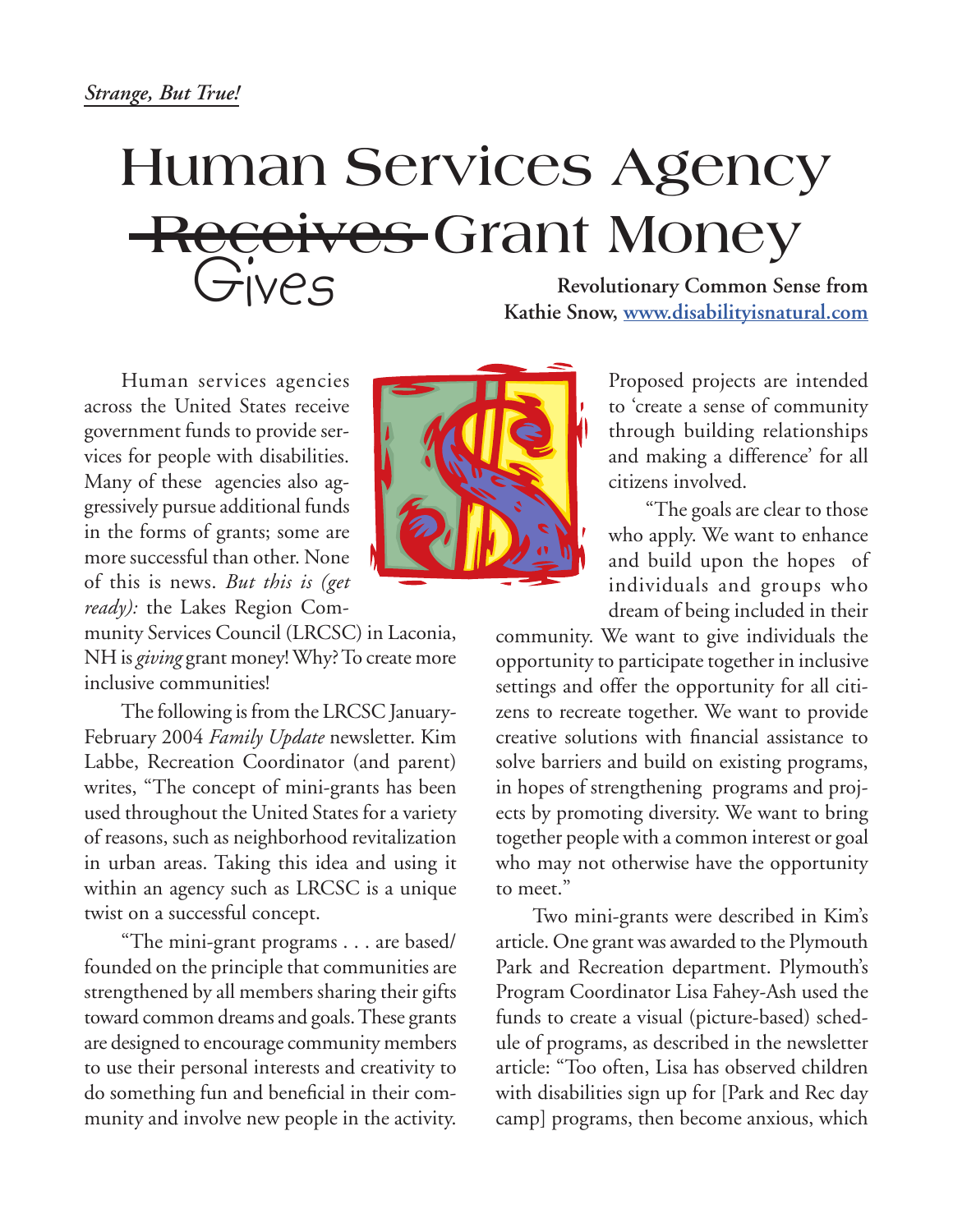*Strange, But True!*

# Human Services Agency ~~Receives~~ Gives Grant Money

**Revolutionary Common Sense from Kathie Snow, www.disabilityisnatural.com**

Human services agencies across the United States receive government funds to provide services for people with disabilities. Many of these agencies also aggressively pursue additional funds in the forms of grants; some are more successful than other. None of this is news. *But this is (get ready):* the Lakes Region Community Services Council (LRCSC) in Laconia, NH is *giving* grant money! Why? To create more inclusive communities!

The following is from the LRCSC January-February 2004 *Family Update* newsletter. Kim Labbe, Recreation Coordinator (and parent) writes, "The concept of mini-grants has been used throughout the United States for a variety of reasons, such as neighborhood revitalization in urban areas. Taking this idea and using it within an agency such as LRCSC is a unique twist on a successful concept.

"The mini-grant programs . . . are based/ founded on the principle that communities are strengthened by all members sharing their gifts toward common dreams and goals. These grants are designed to encourage community members to use their personal interests and creativity to do something fun and beneficial in their community and involve new people in the activity. Proposed projects are intended to 'create a sense of community through building relationships and making a difference' for all citizens involved.

"The goals are clear to those who apply. We want to enhance and build upon the hopes of individuals and groups who dream of being included in their community. We want to give individuals the opportunity to participate together in inclusive settings and offer the opportunity for all citizens to recreate together. We want to provide creative solutions with financial assistance to solve barriers and build on existing programs, in hopes of strengthening programs and projects by promoting diversity. We want to bring together people with a common interest or goal who may not otherwise have the opportunity to meet."

Two mini-grants were described in Kim's article. One grant was awarded to the Plymouth Park and Recreation department. Plymouth's Program Coordinator Lisa Fahey-Ash used the funds to create a visual (picture-based) schedule of programs, as described in the newsletter article: "Too often, Lisa has observed children with disabilities sign up for [Park and Rec day camp] programs, then become anxious, which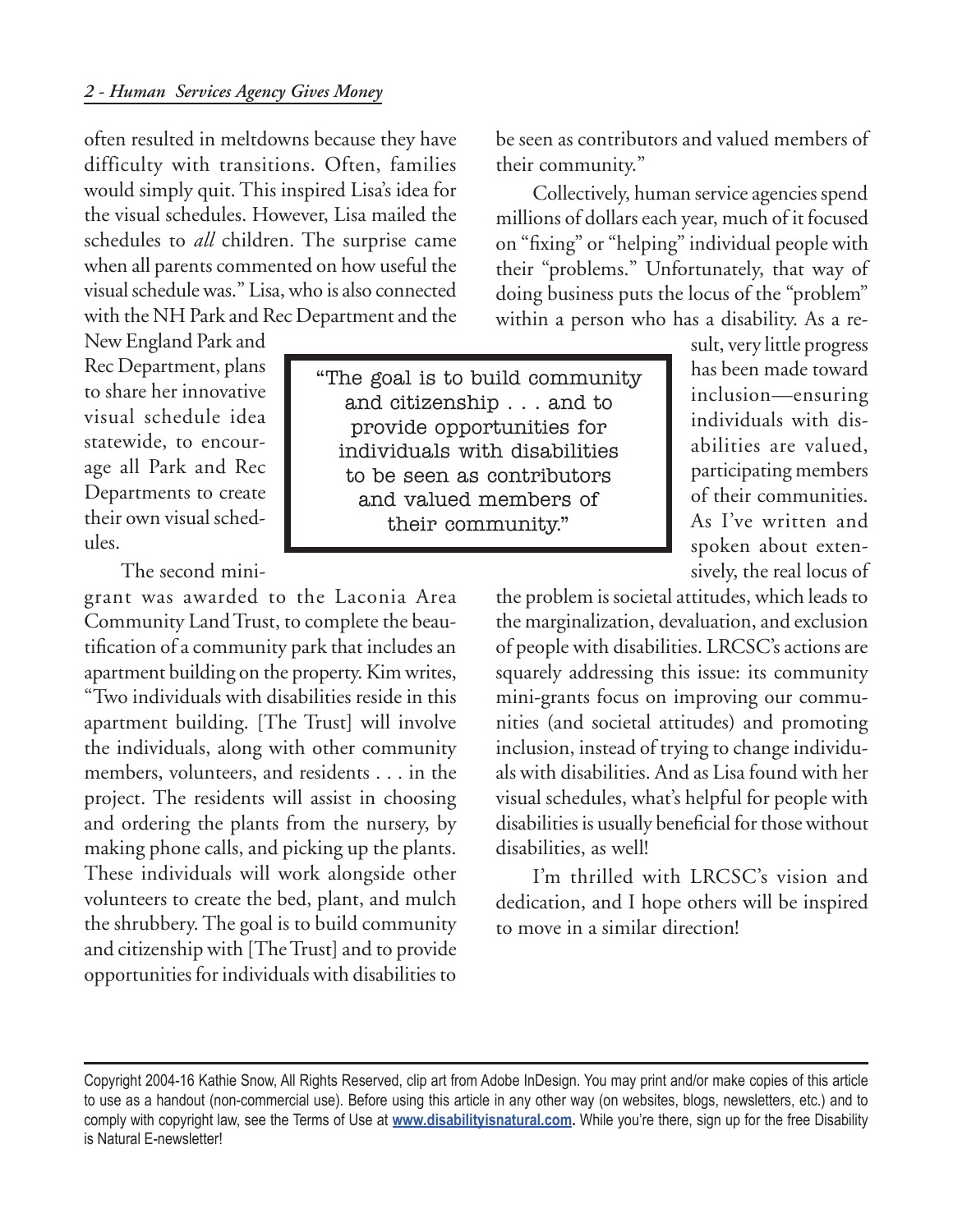often resulted in meltdowns because they have difficulty with transitions. Often, families would simply quit. This inspired Lisa's idea for the visual schedules. However, Lisa mailed the schedules to *all* children. The surprise came when all parents commented on how useful the visual schedule was." Lisa, who is also connected with the NH Park and Rec Department and the New England Park and Rec Department, plans to share her innovative visual schedule idea statewide, to encourage all Park and Rec Departments to create their own visual schedules.

The second mini-grant was awarded to the Laconia Area Community Land Trust, to complete the beautification of a community park that includes an apartment building on the property. Kim writes, "Two individuals with disabilities reside in this apartment building. [The Trust] will involve the individuals, along with other community members, volunteers, and residents . . . in the project. The residents will assist in choosing and ordering the plants from the nursery, by making phone calls, and picking up the plants. These individuals will work alongside other volunteers to create the bed, plant, and mulch the shrubbery. The goal is to build community and citizenship with [The Trust] and to provide opportunities for individuals with disabilities to be seen as contributors and valued members of their community."

> "The goal is to build community and citizenship . . . and to provide opportunities for individuals with disabilities to be seen as contributors and valued members of their community."

Collectively, human service agencies spend millions of dollars each year, much of it focused on "fixing" or "helping" individual people with their "problems." Unfortunately, that way of doing business puts the locus of the "problem" within a person who has a disability. As a result, very little progress has been made toward inclusion—ensuring individuals with disabilities are valued, participating members of their communities. As I've written and spoken about extensively, the real locus of the problem is societal attitudes, which leads to the marginalization, devaluation, and exclusion of people with disabilities. LRCSC's actions are squarely addressing this issue: its community mini-grants focus on improving our communities (and societal attitudes) and promoting inclusion, instead of trying to change individuals with disabilities. And as Lisa found with her visual schedules, what's helpful for people with disabilities is usually beneficial for those without disabilities, as well!

I'm thrilled with LRCSC's vision and dedication, and I hope others will be inspired to move in a similar direction!

---

Copyright 2004-16 Kathie Snow, All Rights Reserved, clip art from Adobe InDesign. You may print and/or make copies of this article to use as a handout (non-commercial use). Before using this article in any other way (on websites, blogs, newsletters, etc.) and to comply with copyright law, see the Terms of Use at **www.disabilityisnatural.com.** While you're there, sign up for the free Disability is Natural E-newsletter!